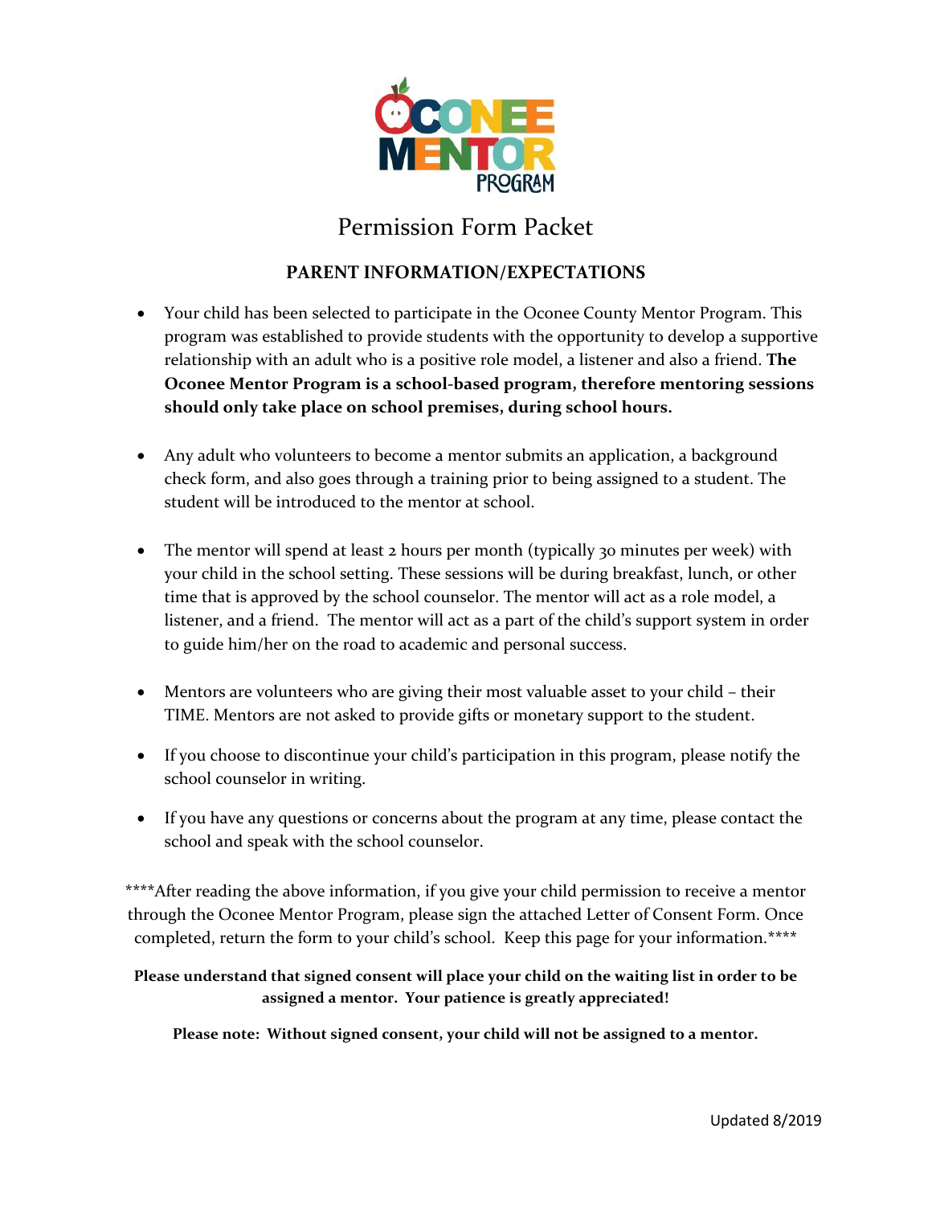OCONEE MENTOR PROGRAM

# Permission Form Packet

## PARENT INFORMATION/EXPECTATIONS

- Your child has been selected to participate in the Oconee County Mentor Program. This program was established to provide students with the opportunity to develop a supportive relationship with an adult who is a positive role model, a listener and also a friend. **The Oconee Mentor Program is a school-based program, therefore mentoring sessions should only take place on school premises, during school hours.**

- Any adult who volunteers to become a mentor submits an application, a background check form, and also goes through a training prior to being assigned to a student. The student will be introduced to the mentor at school.

- The mentor will spend at least 2 hours per month (typically 30 minutes per week) with your child in the school setting. These sessions will be during breakfast, lunch, or other time that is approved by the school counselor. The mentor will act as a role model, a listener, and a friend. The mentor will act as a part of the child's support system in order to guide him/her on the road to academic and personal success.

- Mentors are volunteers who are giving their most valuable asset to your child – their TIME. Mentors are not asked to provide gifts or monetary support to the student.

- If you choose to discontinue your child's participation in this program, please notify the school counselor in writing.

- If you have any questions or concerns about the program at any time, please contact the school and speak with the school counselor.

****After reading the above information, if you give your child permission to receive a mentor through the Oconee Mentor Program, please sign the attached Letter of Consent Form. Once completed, return the form to your child's school. Keep this page for your information.****

**Please understand that signed consent will place your child on the waiting list in order to be assigned a mentor. Your patience is greatly appreciated!**

**Please note: Without signed consent, your child will not be assigned to a mentor.**

Updated 8/2019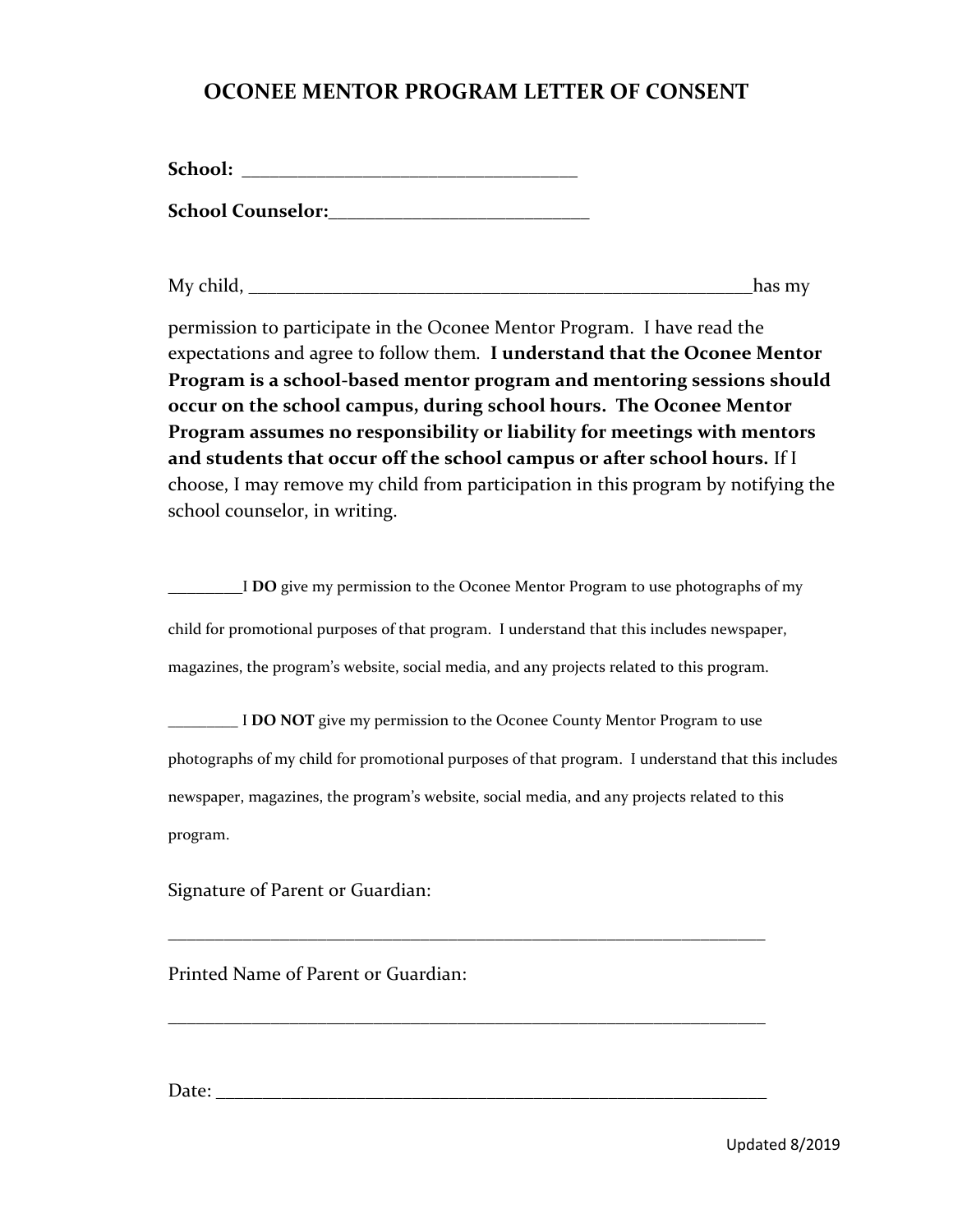# OCONEE MENTOR PROGRAM LETTER OF CONSENT

**School:** ____________________________________

**School Counselor:**___________________________

My child, ______________________________________________________has my permission to participate in the Oconee Mentor Program. I have read the expectations and agree to follow them. **I understand that the Oconee Mentor Program is a school-based mentor program and mentoring sessions should occur on the school campus, during school hours. The Oconee Mentor Program assumes no responsibility or liability for meetings with mentors and students that occur off the school campus or after school hours.** If I choose, I may remove my child from participation in this program by notifying the school counselor, in writing.

_________I **DO** give my permission to the Oconee Mentor Program to use photographs of my child for promotional purposes of that program. I understand that this includes newspaper, magazines, the program's website, social media, and any projects related to this program.

_________ I **DO NOT** give my permission to the Oconee County Mentor Program to use photographs of my child for promotional purposes of that program. I understand that this includes newspaper, magazines, the program's website, social media, and any projects related to this program.

Signature of Parent or Guardian:

_____________________________________________________________________

Printed Name of Parent or Guardian:

_____________________________________________________________________

Date: _______________________________________________________________

Updated 8/2019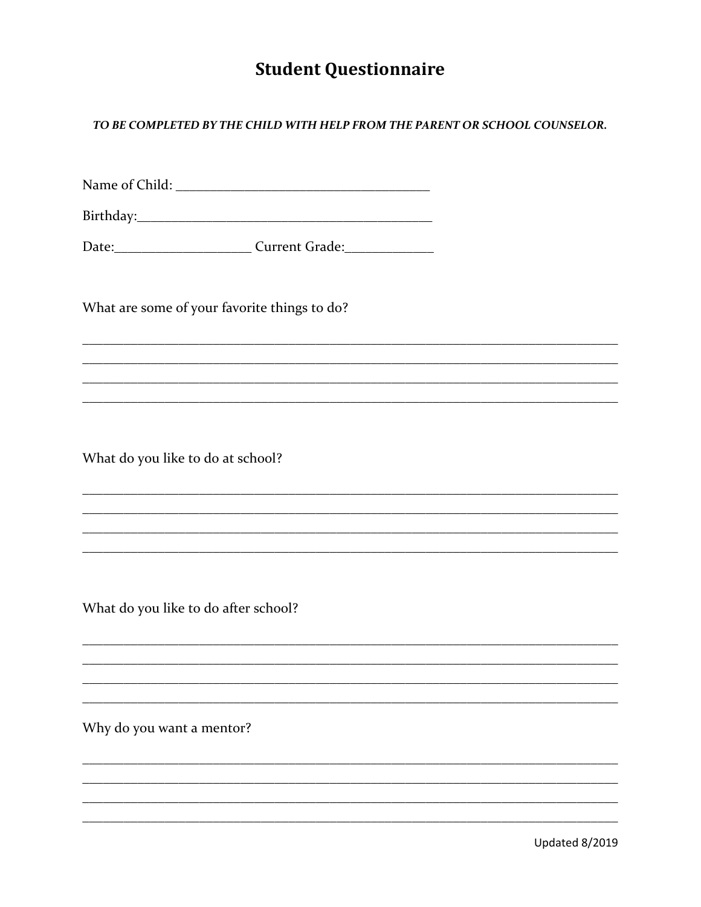# Student Questionnaire

***TO BE COMPLETED BY THE CHILD WITH HELP FROM THE PARENT OR SCHOOL COUNSELOR.***

Name of Child: ___________________________________

Birthday:_________________________________________

Date:___________________ Current Grade:____________

What are some of your favorite things to do?

___________________________________________________________________________
___________________________________________________________________________
___________________________________________________________________________
___________________________________________________________________________

What do you like to do at school?

___________________________________________________________________________
___________________________________________________________________________
___________________________________________________________________________
___________________________________________________________________________

What do you like to do after school?

___________________________________________________________________________
___________________________________________________________________________
___________________________________________________________________________
___________________________________________________________________________

Why do you want a mentor?

___________________________________________________________________________
___________________________________________________________________________
___________________________________________________________________________
___________________________________________________________________________

Updated 8/2019